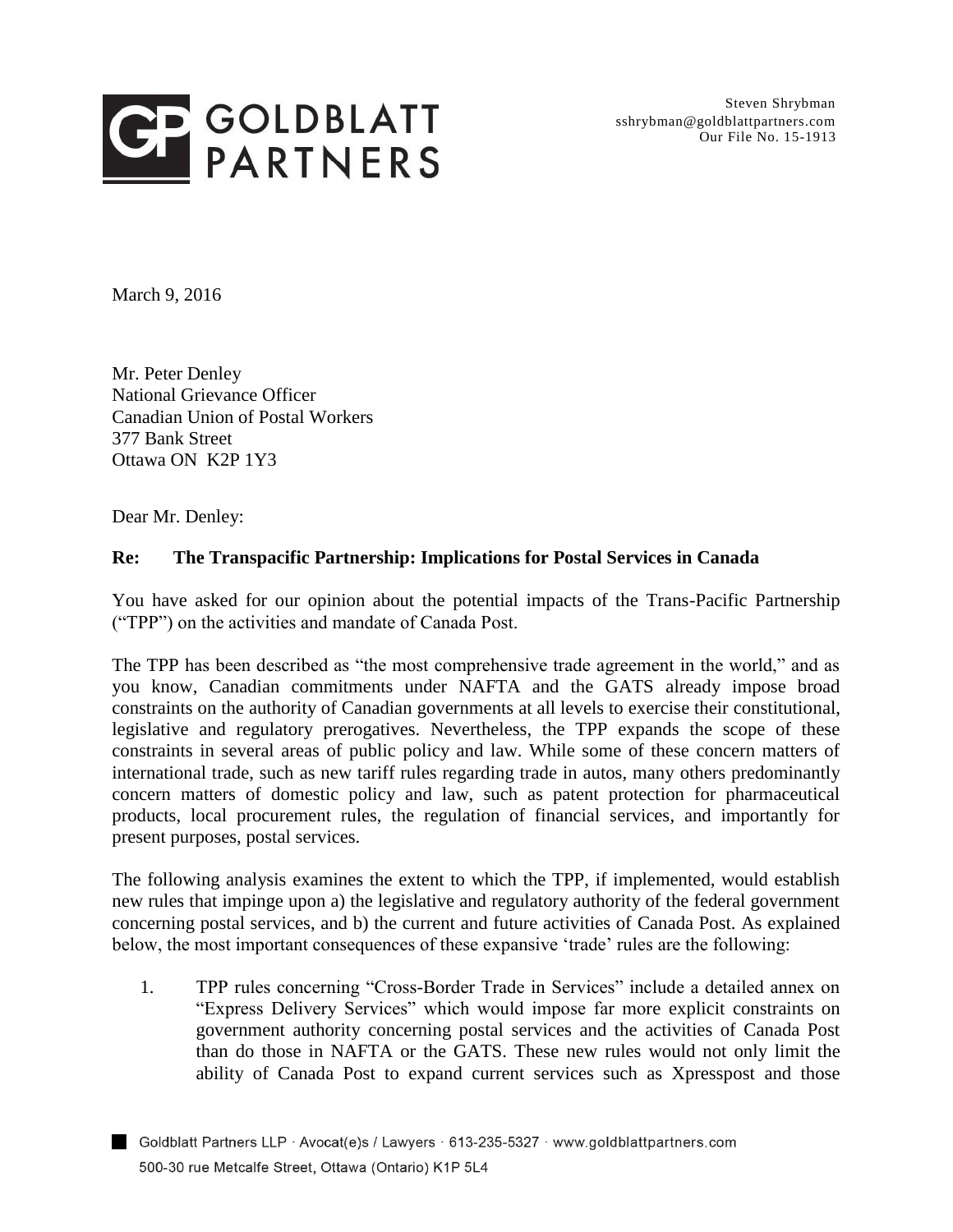GOLDBLATT PARTNERS

Steven Shrybman
sshrybman@goldblattpartners.com
Our File No. 15-1913

March 9, 2016

Mr. Peter Denley
National Grievance Officer
Canadian Union of Postal Workers
377 Bank Street
Ottawa ON K2P 1Y3

Dear Mr. Denley:

**Re: The Transpacific Partnership: Implications for Postal Services in Canada**

You have asked for our opinion about the potential impacts of the Trans-Pacific Partnership ("TPP") on the activities and mandate of Canada Post.

The TPP has been described as "the most comprehensive trade agreement in the world," and as you know, Canadian commitments under NAFTA and the GATS already impose broad constraints on the authority of Canadian governments at all levels to exercise their constitutional, legislative and regulatory prerogatives. Nevertheless, the TPP expands the scope of these constraints in several areas of public policy and law. While some of these concern matters of international trade, such as new tariff rules regarding trade in autos, many others predominantly concern matters of domestic policy and law, such as patent protection for pharmaceutical products, local procurement rules, the regulation of financial services, and importantly for present purposes, postal services.

The following analysis examines the extent to which the TPP, if implemented, would establish new rules that impinge upon a) the legislative and regulatory authority of the federal government concerning postal services, and b) the current and future activities of Canada Post. As explained below, the most important consequences of these expansive 'trade' rules are the following:

1. TPP rules concerning "Cross-Border Trade in Services" include a detailed annex on "Express Delivery Services" which would impose far more explicit constraints on government authority concerning postal services and the activities of Canada Post than do those in NAFTA or the GATS. These new rules would not only limit the ability of Canada Post to expand current services such as Xpresspost and those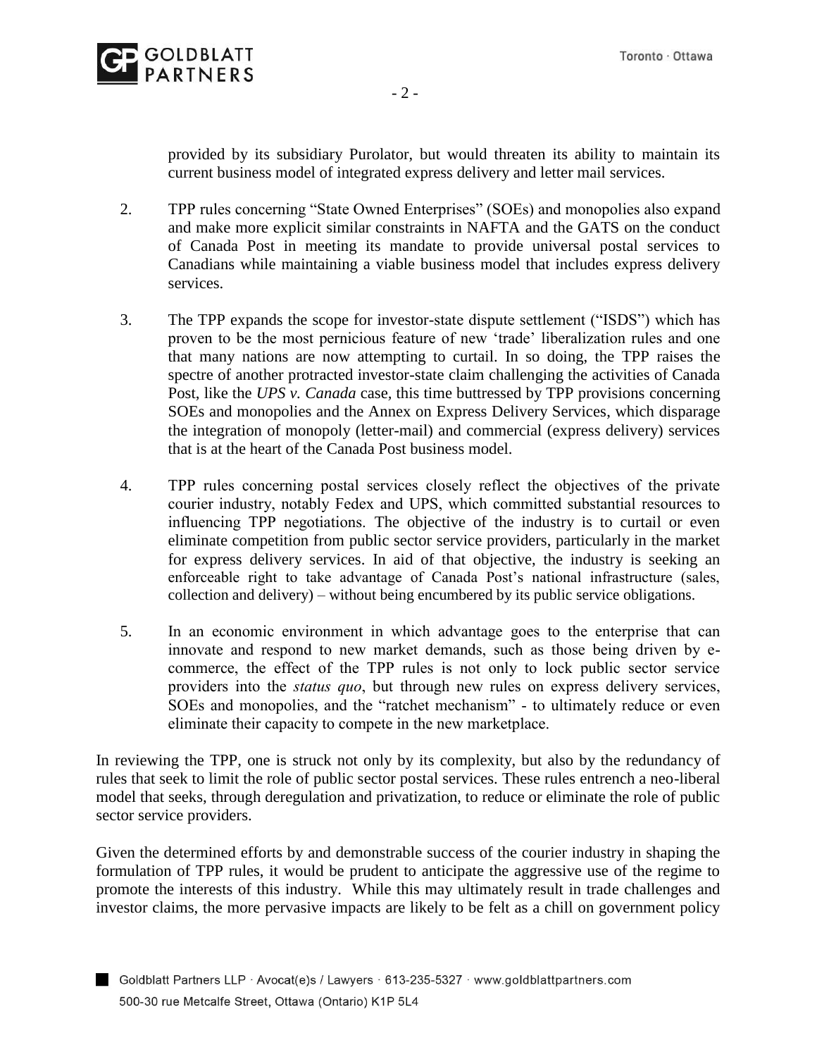provided by its subsidiary Purolator, but would threaten its ability to maintain its current business model of integrated express delivery and letter mail services.

2. TPP rules concerning "State Owned Enterprises" (SOEs) and monopolies also expand and make more explicit similar constraints in NAFTA and the GATS on the conduct of Canada Post in meeting its mandate to provide universal postal services to Canadians while maintaining a viable business model that includes express delivery services.

3. The TPP expands the scope for investor-state dispute settlement ("ISDS") which has proven to be the most pernicious feature of new 'trade' liberalization rules and one that many nations are now attempting to curtail. In so doing, the TPP raises the spectre of another protracted investor-state claim challenging the activities of Canada Post, like the *UPS v. Canada* case, this time buttressed by TPP provisions concerning SOEs and monopolies and the Annex on Express Delivery Services, which disparage the integration of monopoly (letter-mail) and commercial (express delivery) services that is at the heart of the Canada Post business model.

4. TPP rules concerning postal services closely reflect the objectives of the private courier industry, notably Fedex and UPS, which committed substantial resources to influencing TPP negotiations. The objective of the industry is to curtail or even eliminate competition from public sector service providers, particularly in the market for express delivery services. In aid of that objective, the industry is seeking an enforceable right to take advantage of Canada Post's national infrastructure (sales, collection and delivery) – without being encumbered by its public service obligations.

5. In an economic environment in which advantage goes to the enterprise that can innovate and respond to new market demands, such as those being driven by e-commerce, the effect of the TPP rules is not only to lock public sector service providers into the *status quo*, but through new rules on express delivery services, SOEs and monopolies, and the "ratchet mechanism" - to ultimately reduce or even eliminate their capacity to compete in the new marketplace.

In reviewing the TPP, one is struck not only by its complexity, but also by the redundancy of rules that seek to limit the role of public sector postal services. These rules entrench a neo-liberal model that seeks, through deregulation and privatization, to reduce or eliminate the role of public sector service providers.

Given the determined efforts by and demonstrable success of the courier industry in shaping the formulation of TPP rules, it would be prudent to anticipate the aggressive use of the regime to promote the interests of this industry. While this may ultimately result in trade challenges and investor claims, the more pervasive impacts are likely to be felt as a chill on government policy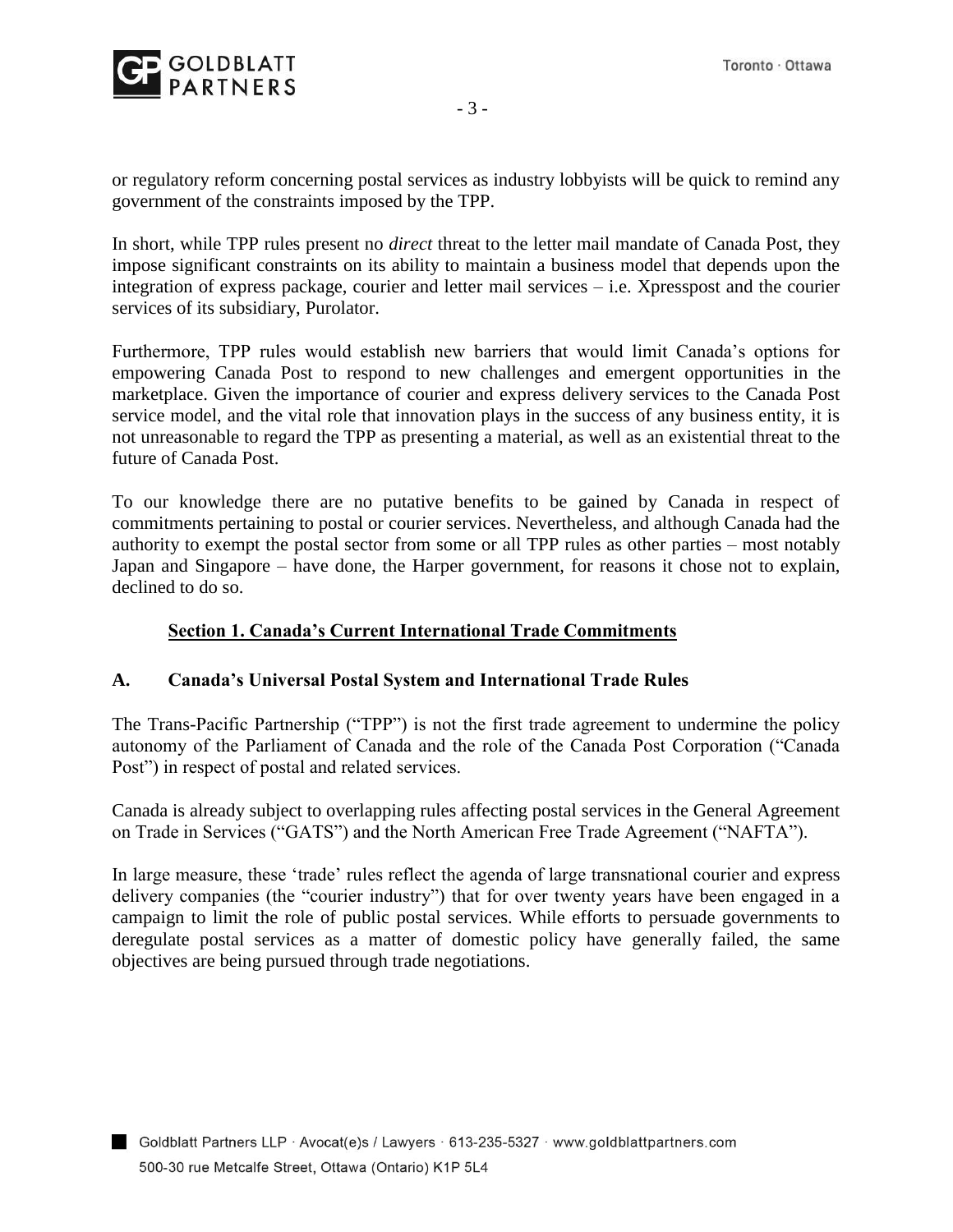or regulatory reform concerning postal services as industry lobbyists will be quick to remind any government of the constraints imposed by the TPP.

In short, while TPP rules present no *direct* threat to the letter mail mandate of Canada Post, they impose significant constraints on its ability to maintain a business model that depends upon the integration of express package, courier and letter mail services – i.e. Xpresspost and the courier services of its subsidiary, Purolator.

Furthermore, TPP rules would establish new barriers that would limit Canada's options for empowering Canada Post to respond to new challenges and emergent opportunities in the marketplace. Given the importance of courier and express delivery services to the Canada Post service model, and the vital role that innovation plays in the success of any business entity, it is not unreasonable to regard the TPP as presenting a material, as well as an existential threat to the future of Canada Post.

To our knowledge there are no putative benefits to be gained by Canada in respect of commitments pertaining to postal or courier services. Nevertheless, and although Canada had the authority to exempt the postal sector from some or all TPP rules as other parties – most notably Japan and Singapore – have done, the Harper government, for reasons it chose not to explain, declined to do so.

## Section 1. Canada's Current International Trade Commitments

### A. Canada's Universal Postal System and International Trade Rules

The Trans-Pacific Partnership ("TPP") is not the first trade agreement to undermine the policy autonomy of the Parliament of Canada and the role of the Canada Post Corporation ("Canada Post") in respect of postal and related services.

Canada is already subject to overlapping rules affecting postal services in the General Agreement on Trade in Services ("GATS") and the North American Free Trade Agreement ("NAFTA").

In large measure, these 'trade' rules reflect the agenda of large transnational courier and express delivery companies (the "courier industry") that for over twenty years have been engaged in a campaign to limit the role of public postal services. While efforts to persuade governments to deregulate postal services as a matter of domestic policy have generally failed, the same objectives are being pursued through trade negotiations.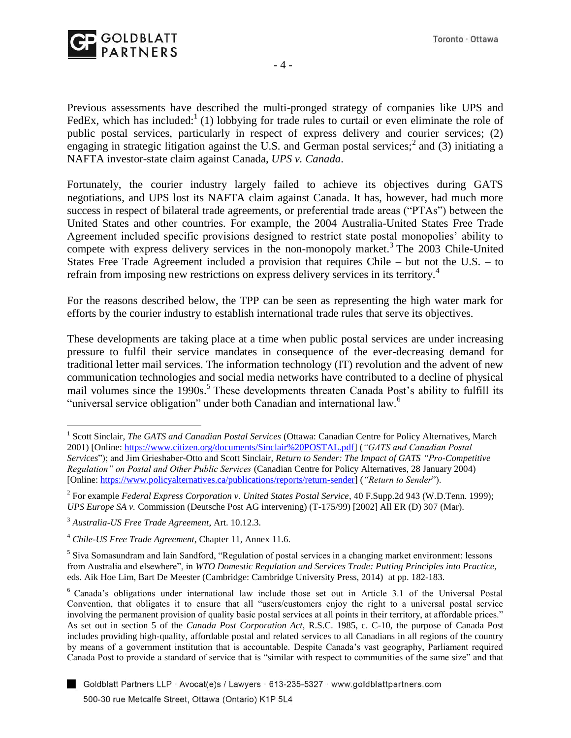Previous assessments have described the multi-pronged strategy of companies like UPS and FedEx, which has included:[1] (1) lobbying for trade rules to curtail or even eliminate the role of public postal services, particularly in respect of express delivery and courier services; (2) engaging in strategic litigation against the U.S. and German postal services;[2] and (3) initiating a NAFTA investor-state claim against Canada, *UPS v. Canada*.

Fortunately, the courier industry largely failed to achieve its objectives during GATS negotiations, and UPS lost its NAFTA claim against Canada. It has, however, had much more success in respect of bilateral trade agreements, or preferential trade areas ("PTAs") between the United States and other countries. For example, the 2004 Australia-United States Free Trade Agreement included specific provisions designed to restrict state postal monopolies' ability to compete with express delivery services in the non-monopoly market.[3] The 2003 Chile-United States Free Trade Agreement included a provision that requires Chile – but not the U.S. – to refrain from imposing new restrictions on express delivery services in its territory.[4]

For the reasons described below, the TPP can be seen as representing the high water mark for efforts by the courier industry to establish international trade rules that serve its objectives.

These developments are taking place at a time when public postal services are under increasing pressure to fulfil their service mandates in consequence of the ever-decreasing demand for traditional letter mail services. The information technology (IT) revolution and the advent of new communication technologies and social media networks have contributed to a decline of physical mail volumes since the 1990s.[5] These developments threaten Canada Post's ability to fulfill its "universal service obligation" under both Canadian and international law.[6]

---

[1] Scott Sinclair, *The GATS and Canadian Postal Services* (Ottawa: Canadian Centre for Policy Alternatives, March 2001) [Online: https://www.citizen.org/documents/Sinclair%20POSTAL.pdf] (*"GATS and Canadian Postal Services"*); and Jim Grieshaber-Otto and Scott Sinclair, *Return to Sender: The Impact of GATS "Pro-Competitive Regulation" on Postal and Other Public Services* (Canadian Centre for Policy Alternatives, 28 January 2004) [Online: https://www.policyalternatives.ca/publications/reports/return-sender] (*"Return to Sender"*).

[2] For example *Federal Express Corporation v. United States Postal Service*, 40 F.Supp.2d 943 (W.D.Tenn. 1999); *UPS Europe SA v.* Commission (Deutsche Post AG intervening) (T-175/99) [2002] All ER (D) 307 (Mar).

[3] *Australia-US Free Trade Agreement*, Art. 10.12.3.

[4] *Chile-US Free Trade Agreement*, Chapter 11, Annex 11.6.

[5] Siva Somasundram and Iain Sandford, "Regulation of postal services in a changing market environment: lessons from Australia and elsewhere", in *WTO Domestic Regulation and Services Trade: Putting Principles into Practice*, eds. Aik Hoe Lim, Bart De Meester (Cambridge: Cambridge University Press, 2014) at pp. 182-183.

[6] Canada's obligations under international law include those set out in Article 3.1 of the Universal Postal Convention, that obligates it to ensure that all "users/customers enjoy the right to a universal postal service involving the permanent provision of quality basic postal services at all points in their territory, at affordable prices." As set out in section 5 of the *Canada Post Corporation Act*, R.S.C. 1985, c. C-10, the purpose of Canada Post includes providing high-quality, affordable postal and related services to all Canadians in all regions of the country by means of a government institution that is accountable. Despite Canada's vast geography, Parliament required Canada Post to provide a standard of service that is "similar with respect to communities of the same size" and that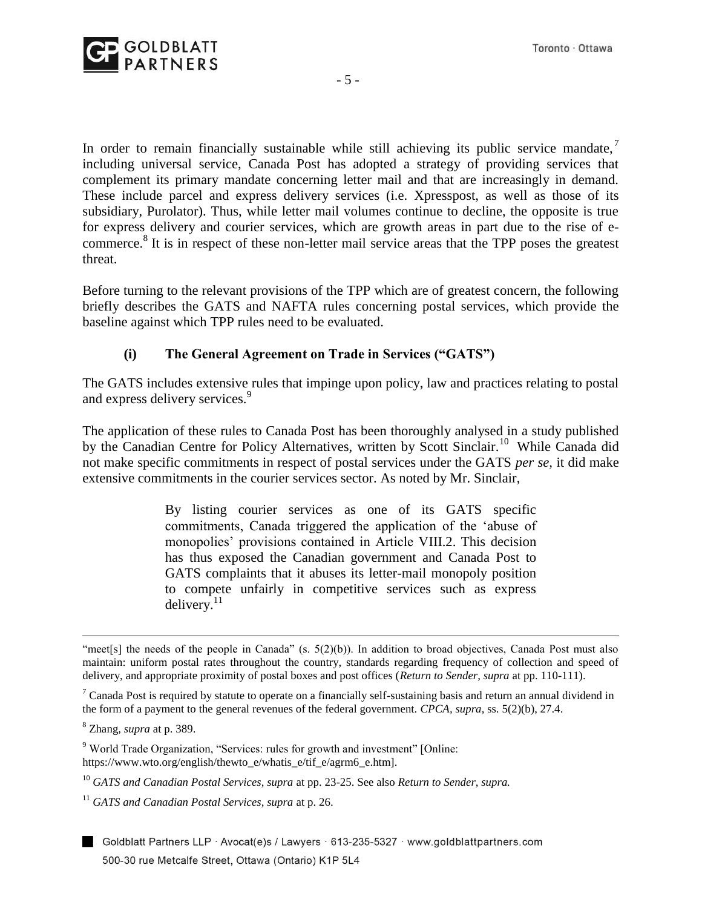In order to remain financially sustainable while still achieving its public service mandate,[7] including universal service, Canada Post has adopted a strategy of providing services that complement its primary mandate concerning letter mail and that are increasingly in demand. These include parcel and express delivery services (i.e. Xpresspost, as well as those of its subsidiary, Purolator). Thus, while letter mail volumes continue to decline, the opposite is true for express delivery and courier services, which are growth areas in part due to the rise of e-commerce.[8] It is in respect of these non-letter mail service areas that the TPP poses the greatest threat.

Before turning to the relevant provisions of the TPP which are of greatest concern, the following briefly describes the GATS and NAFTA rules concerning postal services, which provide the baseline against which TPP rules need to be evaluated.

### (i) The General Agreement on Trade in Services ("GATS")

The GATS includes extensive rules that impinge upon policy, law and practices relating to postal and express delivery services.[9]

The application of these rules to Canada Post has been thoroughly analysed in a study published by the Canadian Centre for Policy Alternatives, written by Scott Sinclair.[10] While Canada did not make specific commitments in respect of postal services under the GATS *per se*, it did make extensive commitments in the courier services sector. As noted by Mr. Sinclair,

> By listing courier services as one of its GATS specific commitments, Canada triggered the application of the 'abuse of monopolies' provisions contained in Article VIII.2. This decision has thus exposed the Canadian government and Canada Post to GATS complaints that it abuses its letter-mail monopoly position to compete unfairly in competitive services such as express delivery.[11]

---

"meet[s] the needs of the people in Canada" (s. 5(2)(b)). In addition to broad objectives, Canada Post must also maintain: uniform postal rates throughout the country, standards regarding frequency of collection and speed of delivery, and appropriate proximity of postal boxes and post offices (*Return to Sender, supra* at pp. 110-111).

[7] Canada Post is required by statute to operate on a financially self-sustaining basis and return an annual dividend in the form of a payment to the general revenues of the federal government. *CPCA, supra*, ss. 5(2)(b), 27.4.

[8] Zhang, *supra* at p. 389.

[9] World Trade Organization, "Services: rules for growth and investment" [Online: https://www.wto.org/english/thewto_e/whatis_e/tif_e/agrm6_e.htm].

[10] *GATS and Canadian Postal Services, supra* at pp. 23-25. See also *Return to Sender, supra.*

[11] *GATS and Canadian Postal Services, supra* at p. 26.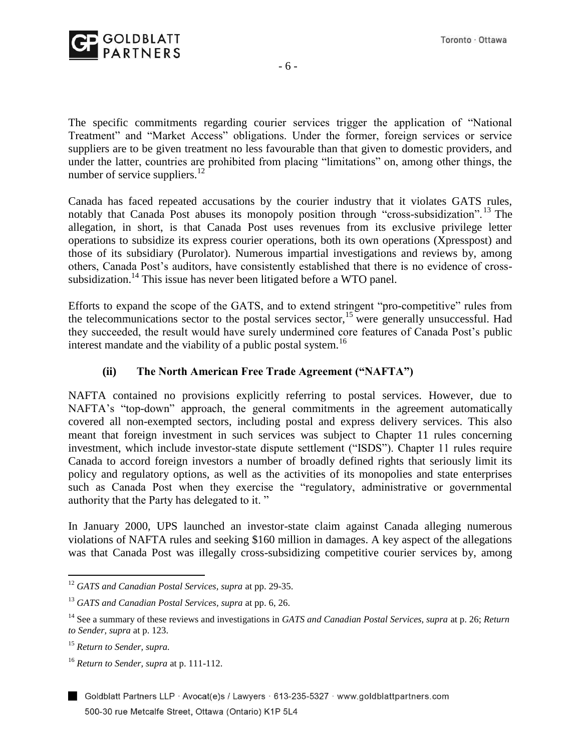The specific commitments regarding courier services trigger the application of "National Treatment" and "Market Access" obligations. Under the former, foreign services or service suppliers are to be given treatment no less favourable than that given to domestic providers, and under the latter, countries are prohibited from placing "limitations" on, among other things, the number of service suppliers.[12]

Canada has faced repeated accusations by the courier industry that it violates GATS rules, notably that Canada Post abuses its monopoly position through "cross-subsidization".[13] The allegation, in short, is that Canada Post uses revenues from its exclusive privilege letter operations to subsidize its express courier operations, both its own operations (Xpresspost) and those of its subsidiary (Purolator). Numerous impartial investigations and reviews by, among others, Canada Post's auditors, have consistently established that there is no evidence of cross-subsidization.[14] This issue has never been litigated before a WTO panel.

Efforts to expand the scope of the GATS, and to extend stringent "pro-competitive" rules from the telecommunications sector to the postal services sector,[15] were generally unsuccessful. Had they succeeded, the result would have surely undermined core features of Canada Post's public interest mandate and the viability of a public postal system.[16]

### (ii) The North American Free Trade Agreement ("NAFTA")

NAFTA contained no provisions explicitly referring to postal services. However, due to NAFTA's "top-down" approach, the general commitments in the agreement automatically covered all non-exempted sectors, including postal and express delivery services. This also meant that foreign investment in such services was subject to Chapter 11 rules concerning investment, which include investor-state dispute settlement ("ISDS"). Chapter 11 rules require Canada to accord foreign investors a number of broadly defined rights that seriously limit its policy and regulatory options, as well as the activities of its monopolies and state enterprises such as Canada Post when they exercise the "regulatory, administrative or governmental authority that the Party has delegated to it. "

In January 2000, UPS launched an investor-state claim against Canada alleging numerous violations of NAFTA rules and seeking $160 million in damages. A key aspect of the allegations was that Canada Post was illegally cross-subsidizing competitive courier services by, among

---

[12] *GATS and Canadian Postal Services, supra* at pp. 29-35.

[13] *GATS and Canadian Postal Services, supra* at pp. 6, 26.

[14] See a summary of these reviews and investigations in *GATS and Canadian Postal Services, supra* at p. 26; *Return to Sender, supra* at p. 123.

[15] *Return to Sender, supra.*

[16] *Return to Sender, supra* at p. 111-112.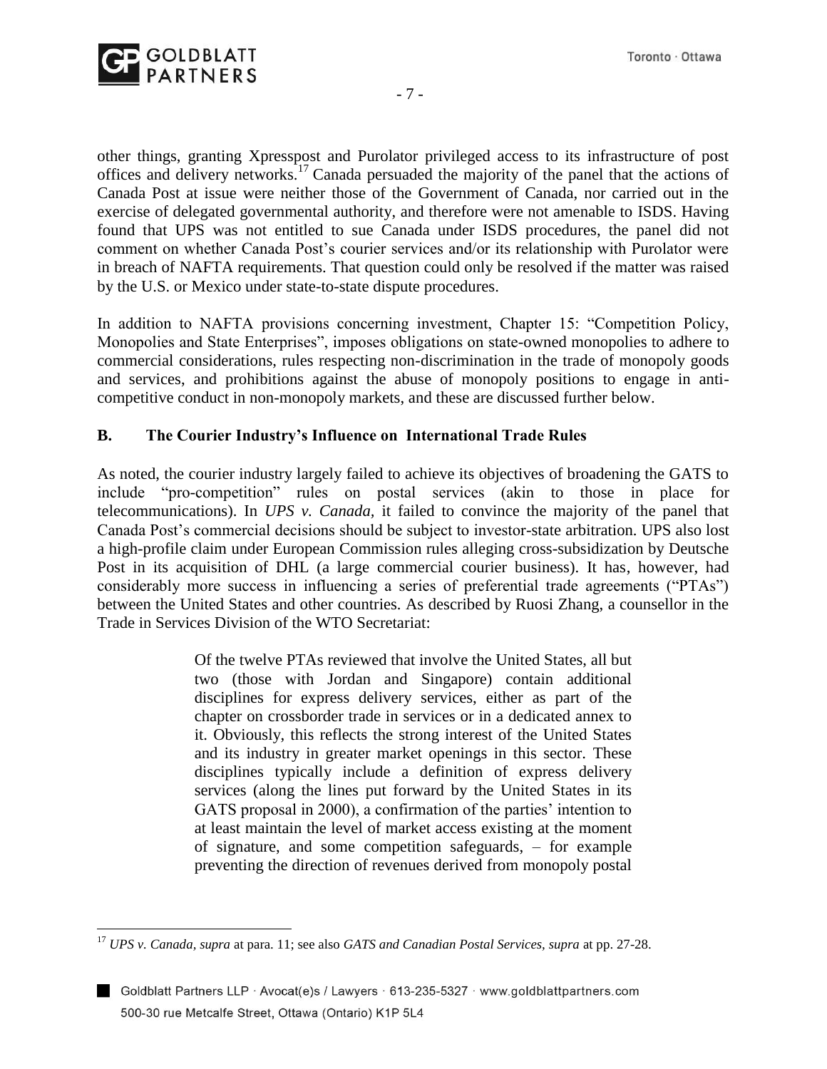other things, granting Xpresspost and Purolator privileged access to its infrastructure of post offices and delivery networks.[17] Canada persuaded the majority of the panel that the actions of Canada Post at issue were neither those of the Government of Canada, nor carried out in the exercise of delegated governmental authority, and therefore were not amenable to ISDS. Having found that UPS was not entitled to sue Canada under ISDS procedures, the panel did not comment on whether Canada Post's courier services and/or its relationship with Purolator were in breach of NAFTA requirements. That question could only be resolved if the matter was raised by the U.S. or Mexico under state-to-state dispute procedures.

In addition to NAFTA provisions concerning investment, Chapter 15: "Competition Policy, Monopolies and State Enterprises", imposes obligations on state-owned monopolies to adhere to commercial considerations, rules respecting non-discrimination in the trade of monopoly goods and services, and prohibitions against the abuse of monopoly positions to engage in anti-competitive conduct in non-monopoly markets, and these are discussed further below.

## B. The Courier Industry's Influence on International Trade Rules

As noted, the courier industry largely failed to achieve its objectives of broadening the GATS to include "pro-competition" rules on postal services (akin to those in place for telecommunications). In *UPS v. Canada*, it failed to convince the majority of the panel that Canada Post's commercial decisions should be subject to investor-state arbitration. UPS also lost a high-profile claim under European Commission rules alleging cross-subsidization by Deutsche Post in its acquisition of DHL (a large commercial courier business). It has, however, had considerably more success in influencing a series of preferential trade agreements ("PTAs") between the United States and other countries. As described by Ruosi Zhang, a counsellor in the Trade in Services Division of the WTO Secretariat:

> Of the twelve PTAs reviewed that involve the United States, all but two (those with Jordan and Singapore) contain additional disciplines for express delivery services, either as part of the chapter on crossborder trade in services or in a dedicated annex to it. Obviously, this reflects the strong interest of the United States and its industry in greater market openings in this sector. These disciplines typically include a definition of express delivery services (along the lines put forward by the United States in its GATS proposal in 2000), a confirmation of the parties' intention to at least maintain the level of market access existing at the moment of signature, and some competition safeguards, – for example preventing the direction of revenues derived from monopoly postal

[17] *UPS v. Canada, supra* at para. 11; see also *GATS and Canadian Postal Services, supra* at pp. 27-28.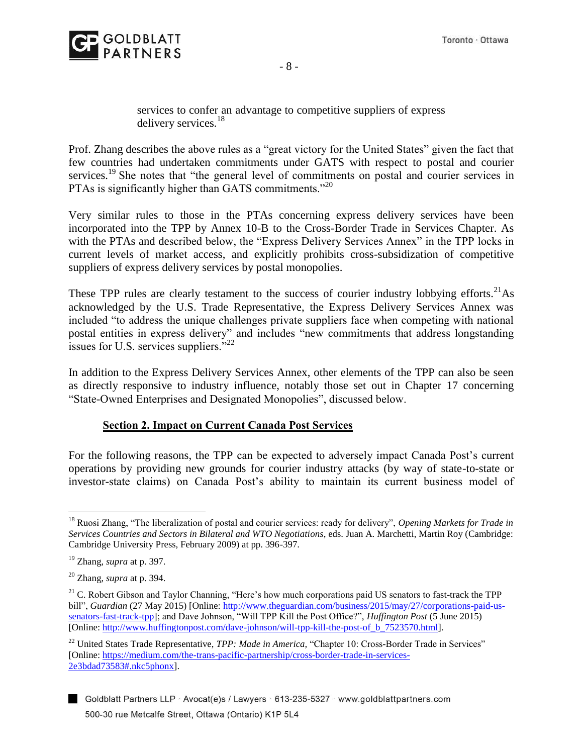services to confer an advantage to competitive suppliers of express delivery services.[18]

Prof. Zhang describes the above rules as a "great victory for the United States" given the fact that few countries had undertaken commitments under GATS with respect to postal and courier services.[19] She notes that "the general level of commitments on postal and courier services in PTAs is significantly higher than GATS commitments."[20]

Very similar rules to those in the PTAs concerning express delivery services have been incorporated into the TPP by Annex 10-B to the Cross-Border Trade in Services Chapter. As with the PTAs and described below, the "Express Delivery Services Annex" in the TPP locks in current levels of market access, and explicitly prohibits cross-subsidization of competitive suppliers of express delivery services by postal monopolies.

These TPP rules are clearly testament to the success of courier industry lobbying efforts.[21]As acknowledged by the U.S. Trade Representative, the Express Delivery Services Annex was included "to address the unique challenges private suppliers face when competing with national postal entities in express delivery" and includes "new commitments that address longstanding issues for U.S. services suppliers."[22]

In addition to the Express Delivery Services Annex, other elements of the TPP can also be seen as directly responsive to industry influence, notably those set out in Chapter 17 concerning "State-Owned Enterprises and Designated Monopolies", discussed below.

## **<u>Section 2. Impact on Current Canada Post Services</u>**

For the following reasons, the TPP can be expected to adversely impact Canada Post's current operations by providing new grounds for courier industry attacks (by way of state-to-state or investor-state claims) on Canada Post's ability to maintain its current business model of

---

[18] Ruosi Zhang, "The liberalization of postal and courier services: ready for delivery", *Opening Markets for Trade in Services Countries and Sectors in Bilateral and WTO Negotiations*, eds. Juan A. Marchetti, Martin Roy (Cambridge: Cambridge University Press, February 2009) at pp. 396-397.

[19] Zhang, *supra* at p. 397.

[20] Zhang, *supra* at p. 394.

[21] C. Robert Gibson and Taylor Channing, "Here's how much corporations paid US senators to fast-track the TPP bill", *Guardian* (27 May 2015) [Online: http://www.theguardian.com/business/2015/may/27/corporations-paid-us-senators-fast-track-tpp]; and Dave Johnson, "Will TPP Kill the Post Office?", *Huffington Post* (5 June 2015) [Online: http://www.huffingtonpost.com/dave-johnson/will-tpp-kill-the-post-of_b_7523570.html].

[22] United States Trade Representative, *TPP: Made in America*, "Chapter 10: Cross-Border Trade in Services" [Online: https://medium.com/the-trans-pacific-partnership/cross-border-trade-in-services-2e3bdad73583#.nkc5phonx].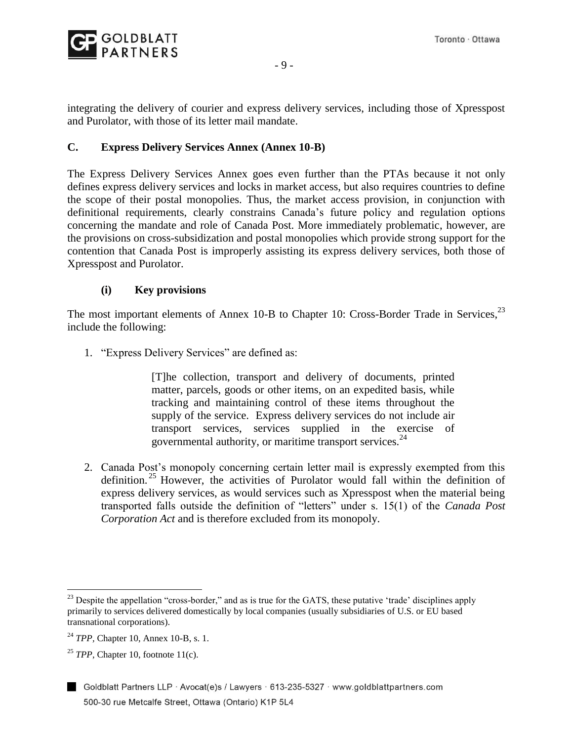integrating the delivery of courier and express delivery services, including those of Xpresspost and Purolator, with those of its letter mail mandate.

## C. Express Delivery Services Annex (Annex 10-B)

The Express Delivery Services Annex goes even further than the PTAs because it not only defines express delivery services and locks in market access, but also requires countries to define the scope of their postal monopolies. Thus, the market access provision, in conjunction with definitional requirements, clearly constrains Canada's future policy and regulation options concerning the mandate and role of Canada Post. More immediately problematic, however, are the provisions on cross-subsidization and postal monopolies which provide strong support for the contention that Canada Post is improperly assisting its express delivery services, both those of Xpresspost and Purolator.

### (i) Key provisions

The most important elements of Annex 10-B to Chapter 10: Cross-Border Trade in Services,[23] include the following:

1. "Express Delivery Services" are defined as:

   > [T]he collection, transport and delivery of documents, printed matter, parcels, goods or other items, on an expedited basis, while tracking and maintaining control of these items throughout the supply of the service. Express delivery services do not include air transport services, services supplied in the exercise of governmental authority, or maritime transport services.[24]

2. Canada Post's monopoly concerning certain letter mail is expressly exempted from this definition.[25] However, the activities of Purolator would fall within the definition of express delivery services, as would services such as Xpresspost when the material being transported falls outside the definition of "letters" under s. 15(1) of the *Canada Post Corporation Act* and is therefore excluded from its monopoly.

---

[23] Despite the appellation "cross-border," and as is true for the GATS, these putative 'trade' disciplines apply primarily to services delivered domestically by local companies (usually subsidiaries of U.S. or EU based transnational corporations).

[24] *TPP*, Chapter 10, Annex 10-B, s. 1.

[25] *TPP*, Chapter 10, footnote 11(c).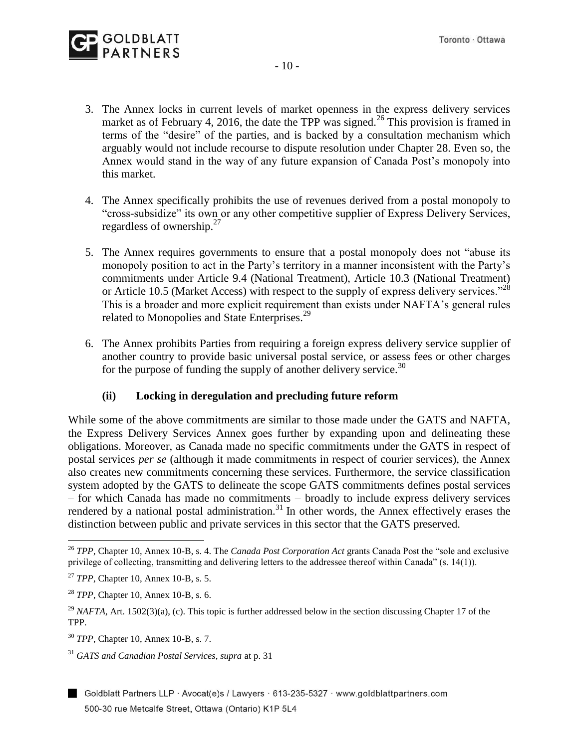3. The Annex locks in current levels of market openness in the express delivery services market as of February 4, 2016, the date the TPP was signed.[26] This provision is framed in terms of the "desire" of the parties, and is backed by a consultation mechanism which arguably would not include recourse to dispute resolution under Chapter 28. Even so, the Annex would stand in the way of any future expansion of Canada Post's monopoly into this market.

4. The Annex specifically prohibits the use of revenues derived from a postal monopoly to "cross-subsidize" its own or any other competitive supplier of Express Delivery Services, regardless of ownership.[27]

5. The Annex requires governments to ensure that a postal monopoly does not "abuse its monopoly position to act in the Party's territory in a manner inconsistent with the Party's commitments under Article 9.4 (National Treatment), Article 10.3 (National Treatment) or Article 10.5 (Market Access) with respect to the supply of express delivery services."[28] This is a broader and more explicit requirement than exists under NAFTA's general rules related to Monopolies and State Enterprises.[29]

6. The Annex prohibits Parties from requiring a foreign express delivery service supplier of another country to provide basic universal postal service, or assess fees or other charges for the purpose of funding the supply of another delivery service.[30]

#### (ii) Locking in deregulation and precluding future reform

While some of the above commitments are similar to those made under the GATS and NAFTA, the Express Delivery Services Annex goes further by expanding upon and delineating these obligations. Moreover, as Canada made no specific commitments under the GATS in respect of postal services *per se* (although it made commitments in respect of courier services), the Annex also creates new commitments concerning these services. Furthermore, the service classification system adopted by the GATS to delineate the scope GATS commitments defines postal services – for which Canada has made no commitments – broadly to include express delivery services rendered by a national postal administration.[31] In other words, the Annex effectively erases the distinction between public and private services in this sector that the GATS preserved.

---

[26] *TPP*, Chapter 10, Annex 10-B, s. 4. The *Canada Post Corporation Act* grants Canada Post the "sole and exclusive privilege of collecting, transmitting and delivering letters to the addressee thereof within Canada" (s. 14(1)).

[27] *TPP*, Chapter 10, Annex 10-B, s. 5.

[28] *TPP*, Chapter 10, Annex 10-B, s. 6.

[29] *NAFTA*, Art. 1502(3)(a), (c). This topic is further addressed below in the section discussing Chapter 17 of the TPP.

[30] *TPP*, Chapter 10, Annex 10-B, s. 7.

[31] *GATS and Canadian Postal Services, supra* at p. 31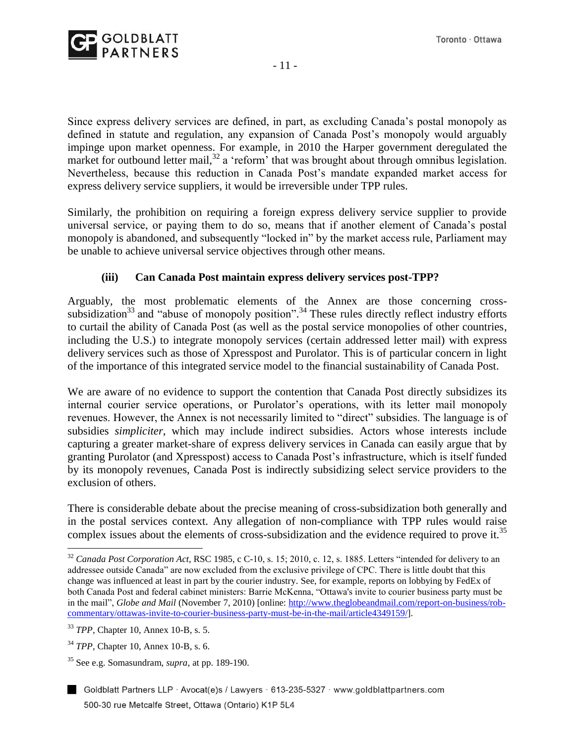Since express delivery services are defined, in part, as excluding Canada's postal monopoly as defined in statute and regulation, any expansion of Canada Post's monopoly would arguably impinge upon market openness. For example, in 2010 the Harper government deregulated the market for outbound letter mail,[32] a 'reform' that was brought about through omnibus legislation. Nevertheless, because this reduction in Canada Post's mandate expanded market access for express delivery service suppliers, it would be irreversible under TPP rules.

Similarly, the prohibition on requiring a foreign express delivery service supplier to provide universal service, or paying them to do so, means that if another element of Canada's postal monopoly is abandoned, and subsequently "locked in" by the market access rule, Parliament may be unable to achieve universal service objectives through other means.

### (iii) Can Canada Post maintain express delivery services post-TPP?

Arguably, the most problematic elements of the Annex are those concerning cross-subsidization[33] and "abuse of monopoly position".[34] These rules directly reflect industry efforts to curtail the ability of Canada Post (as well as the postal service monopolies of other countries, including the U.S.) to integrate monopoly services (certain addressed letter mail) with express delivery services such as those of Xpresspost and Purolator. This is of particular concern in light of the importance of this integrated service model to the financial sustainability of Canada Post.

We are aware of no evidence to support the contention that Canada Post directly subsidizes its internal courier service operations, or Purolator's operations, with its letter mail monopoly revenues. However, the Annex is not necessarily limited to "direct" subsidies. The language is of subsidies *simpliciter*, which may include indirect subsidies. Actors whose interests include capturing a greater market-share of express delivery services in Canada can easily argue that by granting Purolator (and Xpresspost) access to Canada Post's infrastructure, which is itself funded by its monopoly revenues, Canada Post is indirectly subsidizing select service providers to the exclusion of others.

There is considerable debate about the precise meaning of cross-subsidization both generally and in the postal services context. Any allegation of non-compliance with TPP rules would raise complex issues about the elements of cross-subsidization and the evidence required to prove it.[35]

---

[32] *Canada Post Corporation Act*, RSC 1985, c C-10, s. 15; 2010, c. 12, s. 1885. Letters "intended for delivery to an addressee outside Canada" are now excluded from the exclusive privilege of CPC. There is little doubt that this change was influenced at least in part by the courier industry. See, for example, reports on lobbying by FedEx of both Canada Post and federal cabinet ministers: Barrie McKenna, "Ottawa's invite to courier business party must be in the mail", *Globe and Mail* (November 7, 2010) [online: http://www.theglobeandmail.com/report-on-business/rob-commentary/ottawas-invite-to-courier-business-party-must-be-in-the-mail/article4349159/].

[33] *TPP*, Chapter 10, Annex 10-B, s. 5.

[34] *TPP*, Chapter 10, Annex 10-B, s. 6.

[35] See e.g. Somasundram, *supra*, at pp. 189-190.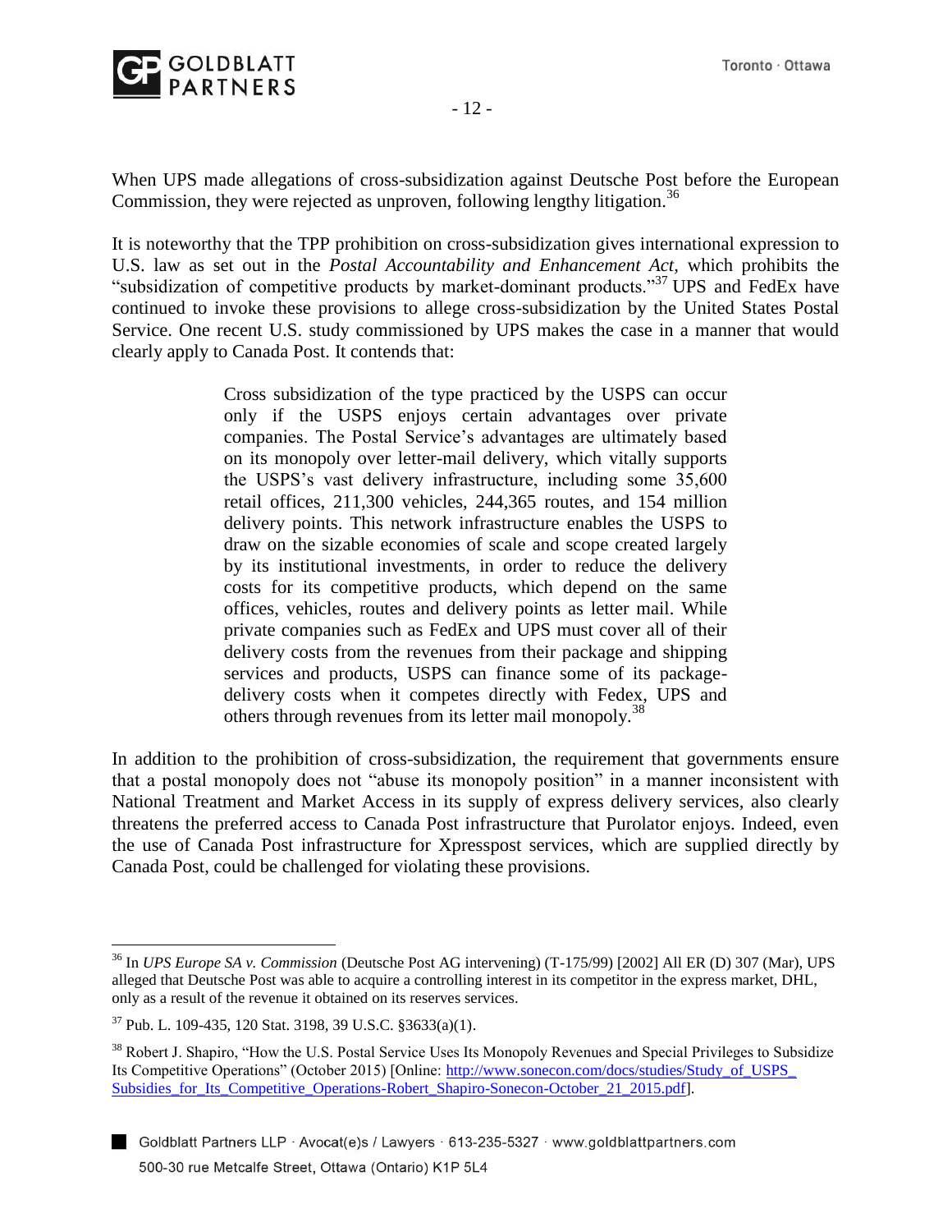When UPS made allegations of cross-subsidization against Deutsche Post before the European Commission, they were rejected as unproven, following lengthy litigation.[36]

It is noteworthy that the TPP prohibition on cross-subsidization gives international expression to U.S. law as set out in the *Postal Accountability and Enhancement Act*, which prohibits the "subsidization of competitive products by market-dominant products."[37] UPS and FedEx have continued to invoke these provisions to allege cross-subsidization by the United States Postal Service. One recent U.S. study commissioned by UPS makes the case in a manner that would clearly apply to Canada Post. It contends that:

> Cross subsidization of the type practiced by the USPS can occur only if the USPS enjoys certain advantages over private companies. The Postal Service's advantages are ultimately based on its monopoly over letter-mail delivery, which vitally supports the USPS's vast delivery infrastructure, including some 35,600 retail offices, 211,300 vehicles, 244,365 routes, and 154 million delivery points. This network infrastructure enables the USPS to draw on the sizable economies of scale and scope created largely by its institutional investments, in order to reduce the delivery costs for its competitive products, which depend on the same offices, vehicles, routes and delivery points as letter mail. While private companies such as FedEx and UPS must cover all of their delivery costs from the revenues from their package and shipping services and products, USPS can finance some of its package-delivery costs when it competes directly with Fedex, UPS and others through revenues from its letter mail monopoly.[38]

In addition to the prohibition of cross-subsidization, the requirement that governments ensure that a postal monopoly does not "abuse its monopoly position" in a manner inconsistent with National Treatment and Market Access in its supply of express delivery services, also clearly threatens the preferred access to Canada Post infrastructure that Purolator enjoys. Indeed, even the use of Canada Post infrastructure for Xpresspost services, which are supplied directly by Canada Post, could be challenged for violating these provisions.

---

[36] In *UPS Europe SA v. Commission* (Deutsche Post AG intervening) (T-175/99) [2002] All ER (D) 307 (Mar), UPS alleged that Deutsche Post was able to acquire a controlling interest in its competitor in the express market, DHL, only as a result of the revenue it obtained on its reserves services.

[37] Pub. L. 109-435, 120 Stat. 3198, 39 U.S.C. §3633(a)(1).

[38] Robert J. Shapiro, "How the U.S. Postal Service Uses Its Monopoly Revenues and Special Privileges to Subsidize Its Competitive Operations" (October 2015) [Online: http://www.sonecon.com/docs/studies/Study_of_USPS_Subsidies_for_Its_Competitive_Operations-Robert_Shapiro-Sonecon-October_21_2015.pdf].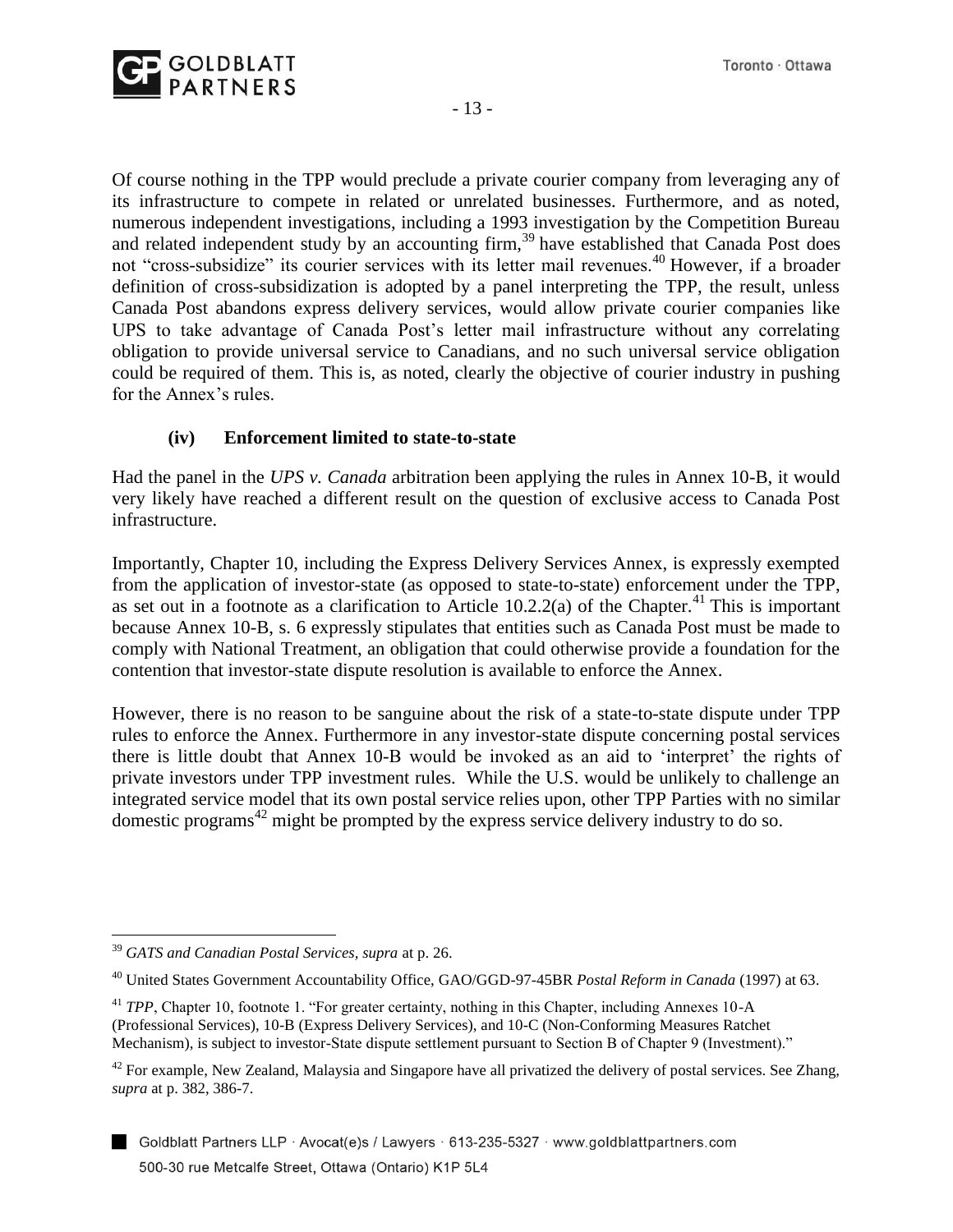Of course nothing in the TPP would preclude a private courier company from leveraging any of its infrastructure to compete in related or unrelated businesses. Furthermore, and as noted, numerous independent investigations, including a 1993 investigation by the Competition Bureau and related independent study by an accounting firm,[39] have established that Canada Post does not "cross-subsidize" its courier services with its letter mail revenues.[40] However, if a broader definition of cross-subsidization is adopted by a panel interpreting the TPP, the result, unless Canada Post abandons express delivery services, would allow private courier companies like UPS to take advantage of Canada Post's letter mail infrastructure without any correlating obligation to provide universal service to Canadians, and no such universal service obligation could be required of them. This is, as noted, clearly the objective of courier industry in pushing for the Annex's rules.

### (iv) Enforcement limited to state-to-state

Had the panel in the *UPS v. Canada* arbitration been applying the rules in Annex 10-B, it would very likely have reached a different result on the question of exclusive access to Canada Post infrastructure.

Importantly, Chapter 10, including the Express Delivery Services Annex, is expressly exempted from the application of investor-state (as opposed to state-to-state) enforcement under the TPP, as set out in a footnote as a clarification to Article 10.2.2(a) of the Chapter.[41] This is important because Annex 10-B, s. 6 expressly stipulates that entities such as Canada Post must be made to comply with National Treatment, an obligation that could otherwise provide a foundation for the contention that investor-state dispute resolution is available to enforce the Annex.

However, there is no reason to be sanguine about the risk of a state-to-state dispute under TPP rules to enforce the Annex. Furthermore in any investor-state dispute concerning postal services there is little doubt that Annex 10-B would be invoked as an aid to 'interpret' the rights of private investors under TPP investment rules. While the U.S. would be unlikely to challenge an integrated service model that its own postal service relies upon, other TPP Parties with no similar domestic programs[42] might be prompted by the express service delivery industry to do so.

---

[39] *GATS and Canadian Postal Services, supra* at p. 26.

[40] United States Government Accountability Office, GAO/GGD-97-45BR *Postal Reform in Canada* (1997) at 63.

[41] *TPP*, Chapter 10, footnote 1. "For greater certainty, nothing in this Chapter, including Annexes 10-A (Professional Services), 10-B (Express Delivery Services), and 10-C (Non-Conforming Measures Ratchet Mechanism), is subject to investor-State dispute settlement pursuant to Section B of Chapter 9 (Investment)."

[42] For example, New Zealand, Malaysia and Singapore have all privatized the delivery of postal services. See Zhang, *supra* at p. 382, 386-7.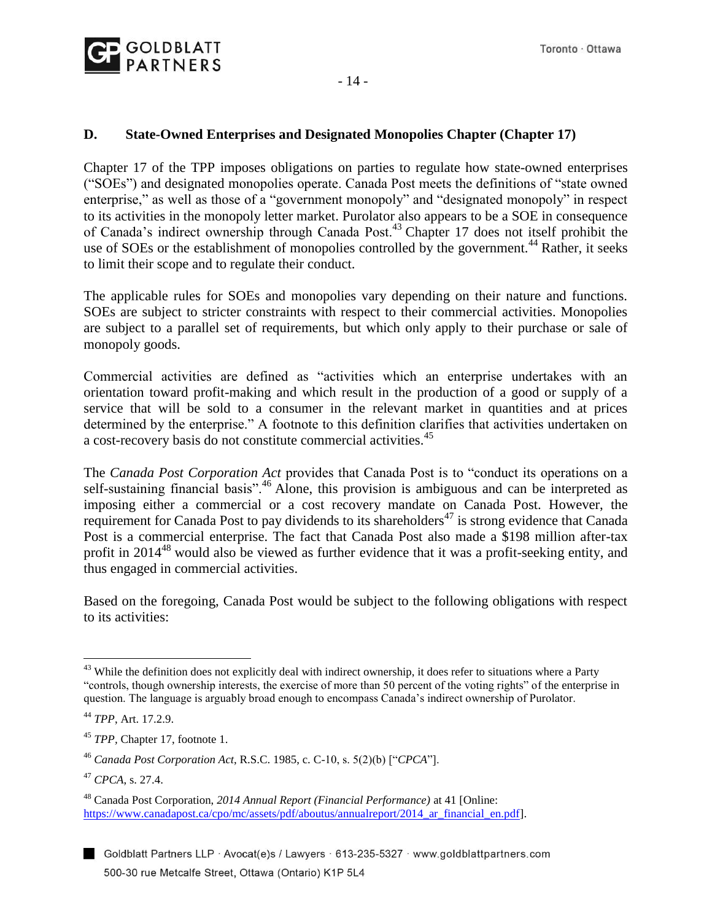## D. State-Owned Enterprises and Designated Monopolies Chapter (Chapter 17)

Chapter 17 of the TPP imposes obligations on parties to regulate how state-owned enterprises ("SOEs") and designated monopolies operate. Canada Post meets the definitions of "state owned enterprise," as well as those of a "government monopoly" and "designated monopoly" in respect to its activities in the monopoly letter market. Purolator also appears to be a SOE in consequence of Canada's indirect ownership through Canada Post.[43] Chapter 17 does not itself prohibit the use of SOEs or the establishment of monopolies controlled by the government.[44] Rather, it seeks to limit their scope and to regulate their conduct.

The applicable rules for SOEs and monopolies vary depending on their nature and functions. SOEs are subject to stricter constraints with respect to their commercial activities. Monopolies are subject to a parallel set of requirements, but which only apply to their purchase or sale of monopoly goods.

Commercial activities are defined as "activities which an enterprise undertakes with an orientation toward profit-making and which result in the production of a good or supply of a service that will be sold to a consumer in the relevant market in quantities and at prices determined by the enterprise." A footnote to this definition clarifies that activities undertaken on a cost-recovery basis do not constitute commercial activities.[45]

The *Canada Post Corporation Act* provides that Canada Post is to "conduct its operations on a self-sustaining financial basis".[46] Alone, this provision is ambiguous and can be interpreted as imposing either a commercial or a cost recovery mandate on Canada Post. However, the requirement for Canada Post to pay dividends to its shareholders[47] is strong evidence that Canada Post is a commercial enterprise. The fact that Canada Post also made a $198 million after-tax profit in 2014[48] would also be viewed as further evidence that it was a profit-seeking entity, and thus engaged in commercial activities.

Based on the foregoing, Canada Post would be subject to the following obligations with respect to its activities:

---

[43] While the definition does not explicitly deal with indirect ownership, it does refer to situations where a Party "controls, though ownership interests, the exercise of more than 50 percent of the voting rights" of the enterprise in question. The language is arguably broad enough to encompass Canada's indirect ownership of Purolator.

[44] *TPP*, Art. 17.2.9.

[45] *TPP*, Chapter 17, footnote 1.

[46] *Canada Post Corporation Act*, R.S.C. 1985, c. C-10, s. 5(2)(b) ["*CPCA*"].

[47] *CPCA*, s. 27.4.

[48] Canada Post Corporation, *2014 Annual Report (Financial Performance)* at 41 [Online: https://www.canadapost.ca/cpo/mc/assets/pdf/aboutus/annualreport/2014_ar_financial_en.pdf].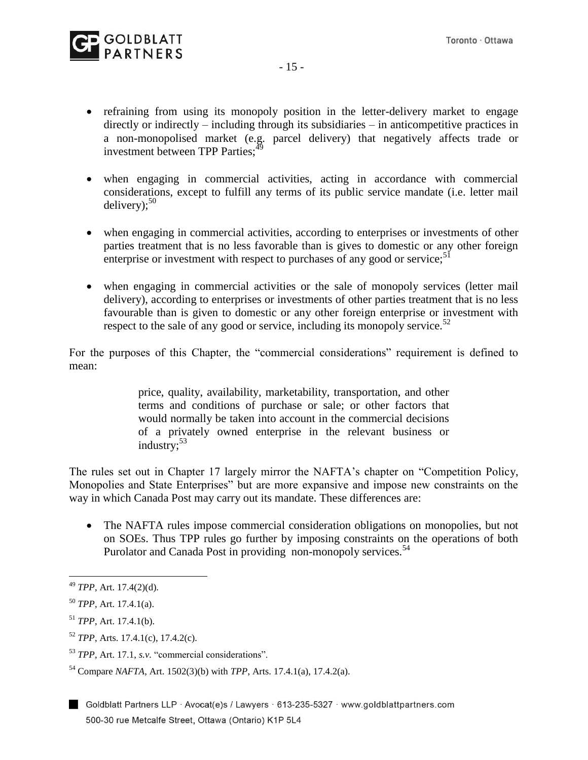- refraining from using its monopoly position in the letter-delivery market to engage directly or indirectly – including through its subsidiaries – in anticompetitive practices in a non-monopolised market (e.g. parcel delivery) that negatively affects trade or investment between TPP Parties;[49]

- when engaging in commercial activities, acting in accordance with commercial considerations, except to fulfill any terms of its public service mandate (i.e. letter mail delivery);[50]

- when engaging in commercial activities, according to enterprises or investments of other parties treatment that is no less favorable than is gives to domestic or any other foreign enterprise or investment with respect to purchases of any good or service;[51]

- when engaging in commercial activities or the sale of monopoly services (letter mail delivery), according to enterprises or investments of other parties treatment that is no less favourable than is given to domestic or any other foreign enterprise or investment with respect to the sale of any good or service, including its monopoly service.[52]

For the purposes of this Chapter, the "commercial considerations" requirement is defined to mean:

> price, quality, availability, marketability, transportation, and other terms and conditions of purchase or sale; or other factors that would normally be taken into account in the commercial decisions of a privately owned enterprise in the relevant business or industry;[53]

The rules set out in Chapter 17 largely mirror the NAFTA's chapter on "Competition Policy, Monopolies and State Enterprises" but are more expansive and impose new constraints on the way in which Canada Post may carry out its mandate. These differences are:

- The NAFTA rules impose commercial consideration obligations on monopolies, but not on SOEs. Thus TPP rules go further by imposing constraints on the operations of both Purolator and Canada Post in providing non-monopoly services.[54]

---

[49] *TPP*, Art. 17.4(2)(d).

[50] *TPP*, Art. 17.4.1(a).

[51] *TPP*, Art. 17.4.1(b).

[52] *TPP*, Arts. 17.4.1(c), 17.4.2(c).

[53] *TPP*, Art. 17.1, *s.v.* "commercial considerations".

[54] Compare *NAFTA*, Art. 1502(3)(b) with *TPP*, Arts. 17.4.1(a), 17.4.2(a).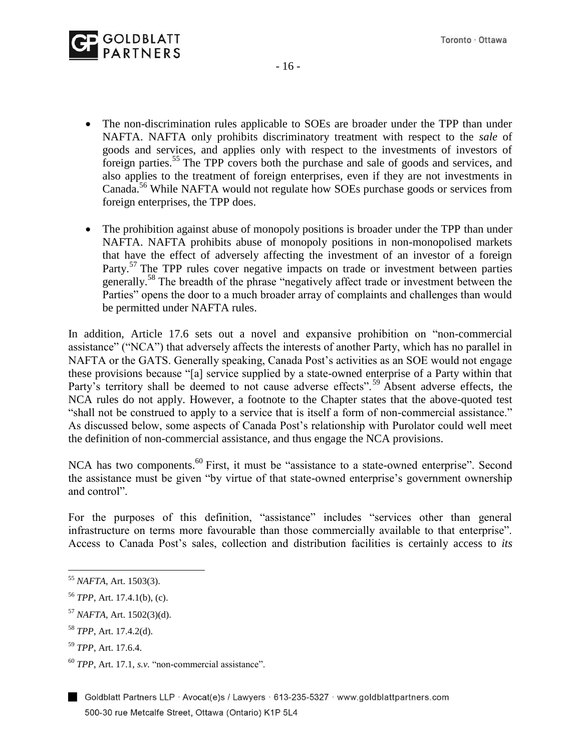- The non-discrimination rules applicable to SOEs are broader under the TPP than under NAFTA. NAFTA only prohibits discriminatory treatment with respect to the *sale* of goods and services, and applies only with respect to the investments of investors of foreign parties.[55] The TPP covers both the purchase and sale of goods and services, and also applies to the treatment of foreign enterprises, even if they are not investments in Canada.[56] While NAFTA would not regulate how SOEs purchase goods or services from foreign enterprises, the TPP does.

- The prohibition against abuse of monopoly positions is broader under the TPP than under NAFTA. NAFTA prohibits abuse of monopoly positions in non-monopolised markets that have the effect of adversely affecting the investment of an investor of a foreign Party.[57] The TPP rules cover negative impacts on trade or investment between parties generally.[58] The breadth of the phrase "negatively affect trade or investment between the Parties" opens the door to a much broader array of complaints and challenges than would be permitted under NAFTA rules.

In addition, Article 17.6 sets out a novel and expansive prohibition on "non-commercial assistance" ("NCA") that adversely affects the interests of another Party, which has no parallel in NAFTA or the GATS. Generally speaking, Canada Post's activities as an SOE would not engage these provisions because "[a] service supplied by a state-owned enterprise of a Party within that Party's territory shall be deemed to not cause adverse effects".[59] Absent adverse effects, the NCA rules do not apply. However, a footnote to the Chapter states that the above-quoted test "shall not be construed to apply to a service that is itself a form of non-commercial assistance." As discussed below, some aspects of Canada Post's relationship with Purolator could well meet the definition of non-commercial assistance, and thus engage the NCA provisions.

NCA has two components.[60] First, it must be "assistance to a state-owned enterprise". Second the assistance must be given "by virtue of that state-owned enterprise's government ownership and control".

For the purposes of this definition, "assistance" includes "services other than general infrastructure on terms more favourable than those commercially available to that enterprise". Access to Canada Post's sales, collection and distribution facilities is certainly access to *its*

---

[55] *NAFTA*, Art. 1503(3).

[56] *TPP*, Art. 17.4.1(b), (c).

[57] *NAFTA*, Art. 1502(3)(d).

[58] *TPP*, Art. 17.4.2(d).

[59] *TPP*, Art. 17.6.4.

[60] *TPP*, Art. 17.1, *s.v.* "non-commercial assistance".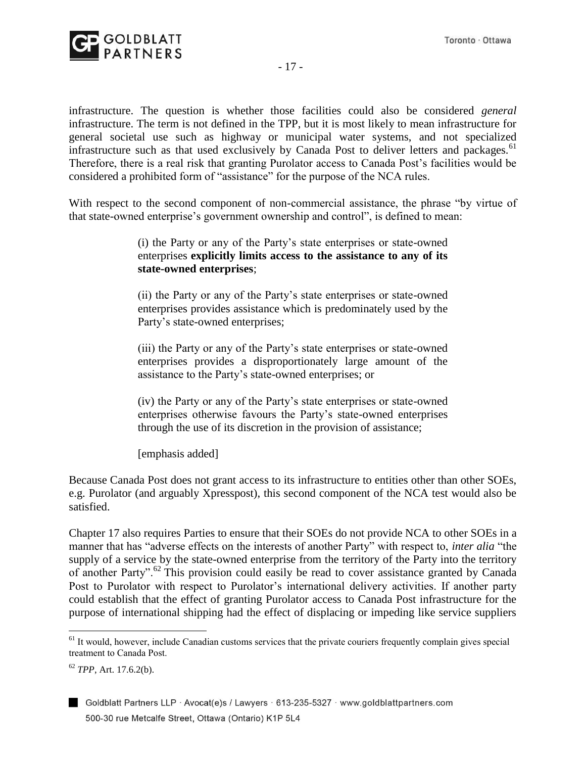infrastructure. The question is whether those facilities could also be considered *general* infrastructure. The term is not defined in the TPP, but it is most likely to mean infrastructure for general societal use such as highway or municipal water systems, and not specialized infrastructure such as that used exclusively by Canada Post to deliver letters and packages.[61] Therefore, there is a real risk that granting Purolator access to Canada Post's facilities would be considered a prohibited form of "assistance" for the purpose of the NCA rules.

With respect to the second component of non-commercial assistance, the phrase "by virtue of that state-owned enterprise's government ownership and control", is defined to mean:

> (i) the Party or any of the Party's state enterprises or state-owned enterprises **explicitly limits access to the assistance to any of its state-owned enterprises**;
>
> (ii) the Party or any of the Party's state enterprises or state-owned enterprises provides assistance which is predominately used by the Party's state-owned enterprises;
>
> (iii) the Party or any of the Party's state enterprises or state-owned enterprises provides a disproportionately large amount of the assistance to the Party's state-owned enterprises; or
>
> (iv) the Party or any of the Party's state enterprises or state-owned enterprises otherwise favours the Party's state-owned enterprises through the use of its discretion in the provision of assistance;
>
> [emphasis added]

Because Canada Post does not grant access to its infrastructure to entities other than other SOEs, e.g. Purolator (and arguably Xpresspost), this second component of the NCA test would also be satisfied.

Chapter 17 also requires Parties to ensure that their SOEs do not provide NCA to other SOEs in a manner that has "adverse effects on the interests of another Party" with respect to, *inter alia* "the supply of a service by the state-owned enterprise from the territory of the Party into the territory of another Party".[62] This provision could easily be read to cover assistance granted by Canada Post to Purolator with respect to Purolator's international delivery activities. If another party could establish that the effect of granting Purolator access to Canada Post infrastructure for the purpose of international shipping had the effect of displacing or impeding like service suppliers

---

[61] It would, however, include Canadian customs services that the private couriers frequently complain gives special treatment to Canada Post.

[62] *TPP*, Art. 17.6.2(b).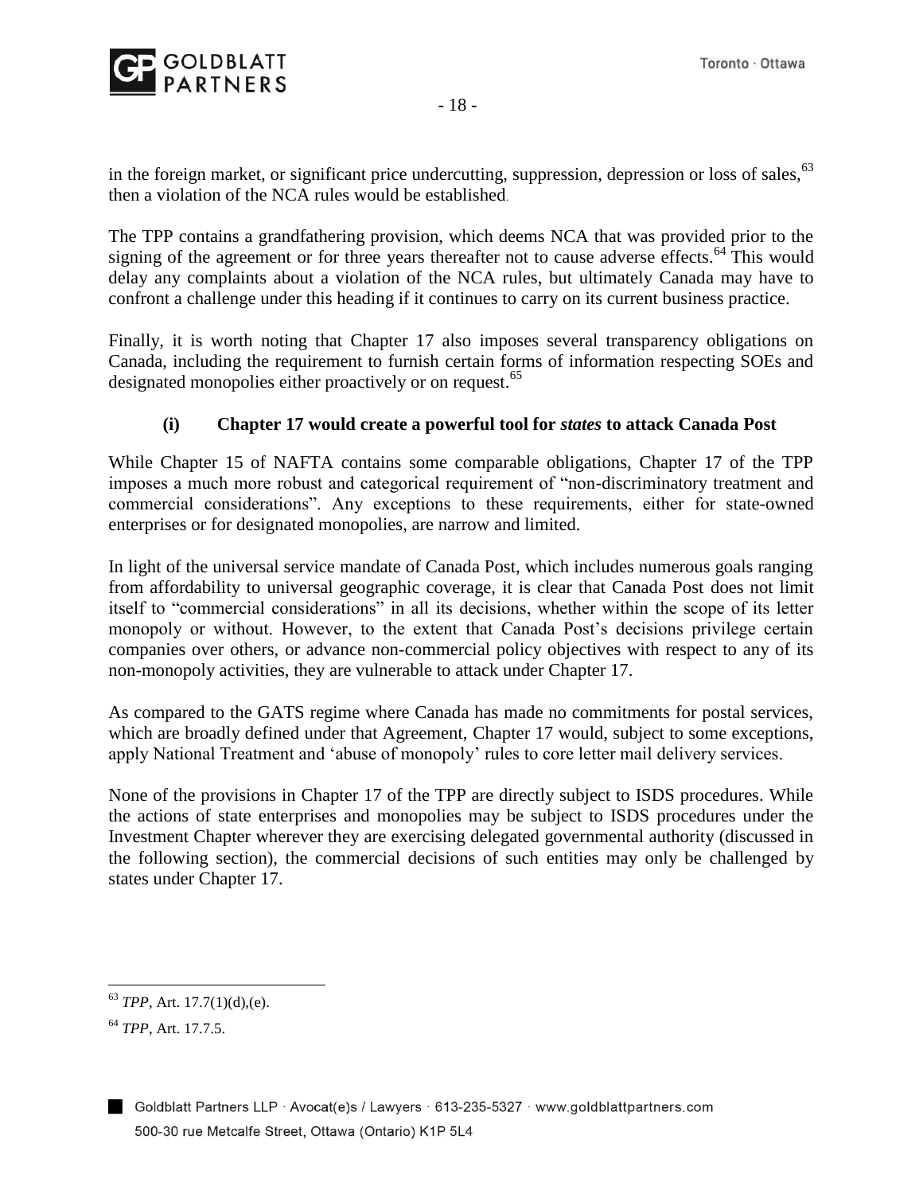in the foreign market, or significant price undercutting, suppression, depression or loss of sales,[63] then a violation of the NCA rules would be established.

The TPP contains a grandfathering provision, which deems NCA that was provided prior to the signing of the agreement or for three years thereafter not to cause adverse effects.[64] This would delay any complaints about a violation of the NCA rules, but ultimately Canada may have to confront a challenge under this heading if it continues to carry on its current business practice.

Finally, it is worth noting that Chapter 17 also imposes several transparency obligations on Canada, including the requirement to furnish certain forms of information respecting SOEs and designated monopolies either proactively or on request.[65]

### (i) Chapter 17 would create a powerful tool for *states* to attack Canada Post

While Chapter 15 of NAFTA contains some comparable obligations, Chapter 17 of the TPP imposes a much more robust and categorical requirement of "non-discriminatory treatment and commercial considerations". Any exceptions to these requirements, either for state-owned enterprises or for designated monopolies, are narrow and limited.

In light of the universal service mandate of Canada Post, which includes numerous goals ranging from affordability to universal geographic coverage, it is clear that Canada Post does not limit itself to "commercial considerations" in all its decisions, whether within the scope of its letter monopoly or without. However, to the extent that Canada Post's decisions privilege certain companies over others, or advance non-commercial policy objectives with respect to any of its non-monopoly activities, they are vulnerable to attack under Chapter 17.

As compared to the GATS regime where Canada has made no commitments for postal services, which are broadly defined under that Agreement, Chapter 17 would, subject to some exceptions, apply National Treatment and 'abuse of monopoly' rules to core letter mail delivery services.

None of the provisions in Chapter 17 of the TPP are directly subject to ISDS procedures. While the actions of state enterprises and monopolies may be subject to ISDS procedures under the Investment Chapter wherever they are exercising delegated governmental authority (discussed in the following section), the commercial decisions of such entities may only be challenged by states under Chapter 17.

---

[63] *TPP*, Art. 17.7(1)(d),(e).

[64] *TPP*, Art. 17.7.5.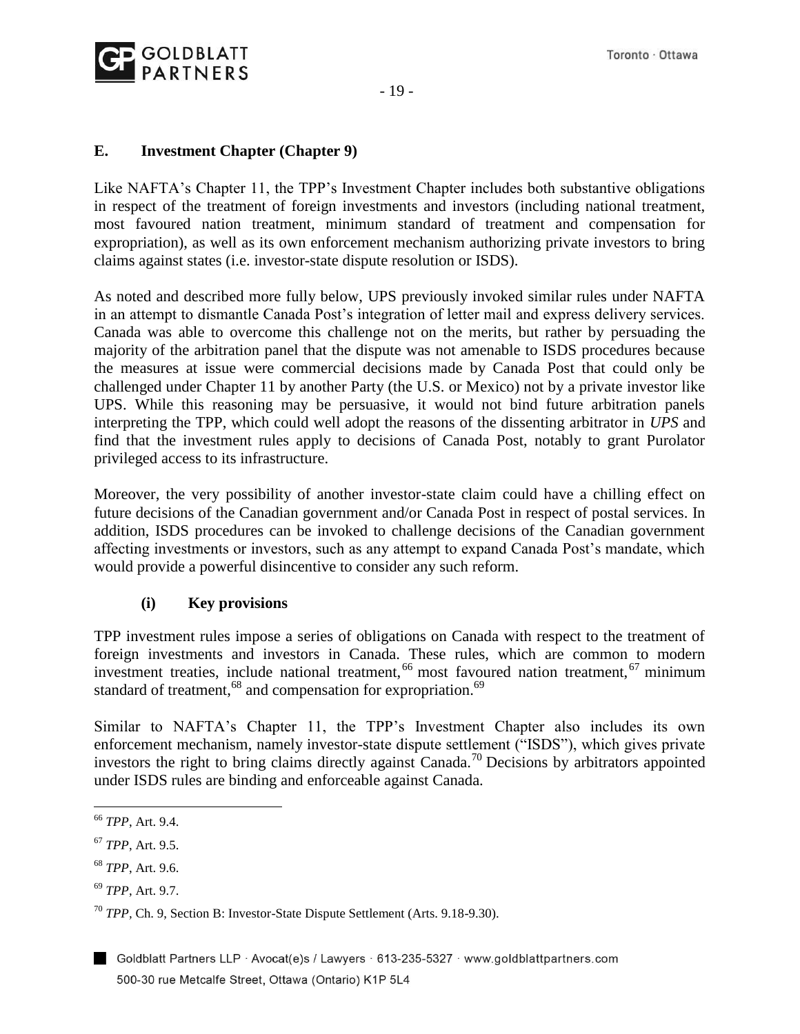## E. Investment Chapter (Chapter 9)

Like NAFTA's Chapter 11, the TPP's Investment Chapter includes both substantive obligations in respect of the treatment of foreign investments and investors (including national treatment, most favoured nation treatment, minimum standard of treatment and compensation for expropriation), as well as its own enforcement mechanism authorizing private investors to bring claims against states (i.e. investor-state dispute resolution or ISDS).

As noted and described more fully below, UPS previously invoked similar rules under NAFTA in an attempt to dismantle Canada Post's integration of letter mail and express delivery services. Canada was able to overcome this challenge not on the merits, but rather by persuading the majority of the arbitration panel that the dispute was not amenable to ISDS procedures because the measures at issue were commercial decisions made by Canada Post that could only be challenged under Chapter 11 by another Party (the U.S. or Mexico) not by a private investor like UPS. While this reasoning may be persuasive, it would not bind future arbitration panels interpreting the TPP, which could well adopt the reasons of the dissenting arbitrator in *UPS* and find that the investment rules apply to decisions of Canada Post, notably to grant Purolator privileged access to its infrastructure.

Moreover, the very possibility of another investor-state claim could have a chilling effect on future decisions of the Canadian government and/or Canada Post in respect of postal services. In addition, ISDS procedures can be invoked to challenge decisions of the Canadian government affecting investments or investors, such as any attempt to expand Canada Post's mandate, which would provide a powerful disincentive to consider any such reform.

### (i) Key provisions

TPP investment rules impose a series of obligations on Canada with respect to the treatment of foreign investments and investors in Canada. These rules, which are common to modern investment treaties, include national treatment,[66] most favoured nation treatment,[67] minimum standard of treatment,[68] and compensation for expropriation.[69]

Similar to NAFTA's Chapter 11, the TPP's Investment Chapter also includes its own enforcement mechanism, namely investor-state dispute settlement ("ISDS"), which gives private investors the right to bring claims directly against Canada.[70] Decisions by arbitrators appointed under ISDS rules are binding and enforceable against Canada.

---

[66] *TPP*, Art. 9.4.

[67] *TPP*, Art. 9.5.

[68] *TPP*, Art. 9.6.

[69] *TPP*, Art. 9.7.

[70] *TPP*, Ch. 9, Section B: Investor-State Dispute Settlement (Arts. 9.18-9.30).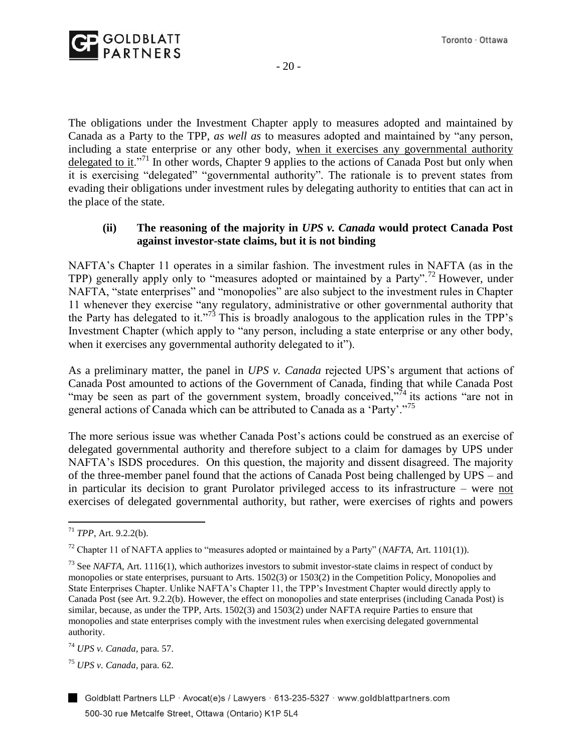The obligations under the Investment Chapter apply to measures adopted and maintained by Canada as a Party to the TPP, *as well as* to measures adopted and maintained by "any person, including a state enterprise or any other body, <u>when it exercises any governmental authority delegated to it</u>."[71] In other words, Chapter 9 applies to the actions of Canada Post but only when it is exercising "delegated" "governmental authority". The rationale is to prevent states from evading their obligations under investment rules by delegating authority to entities that can act in the place of the state.

### (ii) The reasoning of the majority in *UPS v. Canada* would protect Canada Post against investor-state claims, but it is not binding

NAFTA's Chapter 11 operates in a similar fashion. The investment rules in NAFTA (as in the TPP) generally apply only to "measures adopted or maintained by a Party".[72] However, under NAFTA, "state enterprises" and "monopolies" are also subject to the investment rules in Chapter 11 whenever they exercise "any regulatory, administrative or other governmental authority that the Party has delegated to it."[73] This is broadly analogous to the application rules in the TPP's Investment Chapter (which apply to "any person, including a state enterprise or any other body, when it exercises any governmental authority delegated to it").

As a preliminary matter, the panel in *UPS v. Canada* rejected UPS's argument that actions of Canada Post amounted to actions of the Government of Canada, finding that while Canada Post "may be seen as part of the government system, broadly conceived,"[74] its actions "are not in general actions of Canada which can be attributed to Canada as a 'Party'."[75]

The more serious issue was whether Canada Post's actions could be construed as an exercise of delegated governmental authority and therefore subject to a claim for damages by UPS under NAFTA's ISDS procedures. On this question, the majority and dissent disagreed. The majority of the three-member panel found that the actions of Canada Post being challenged by UPS – and in particular its decision to grant Purolator privileged access to its infrastructure – were <u>not</u> exercises of delegated governmental authority, but rather, were exercises of rights and powers

---

[71] *TPP*, Art. 9.2.2(b).

[72] Chapter 11 of NAFTA applies to "measures adopted or maintained by a Party" (*NAFTA,* Art. 1101(1)).

[73] See *NAFTA,* Art. 1116(1), which authorizes investors to submit investor-state claims in respect of conduct by monopolies or state enterprises, pursuant to Arts. 1502(3) or 1503(2) in the Competition Policy, Monopolies and State Enterprises Chapter. Unlike NAFTA's Chapter 11, the TPP's Investment Chapter would directly apply to Canada Post (see Art. 9.2.2(b). However, the effect on monopolies and state enterprises (including Canada Post) is similar, because, as under the TPP, Arts. 1502(3) and 1503(2) under NAFTA require Parties to ensure that monopolies and state enterprises comply with the investment rules when exercising delegated governmental authority.

[74] *UPS v. Canada,* para. 57.

[75] *UPS v. Canada,* para. 62.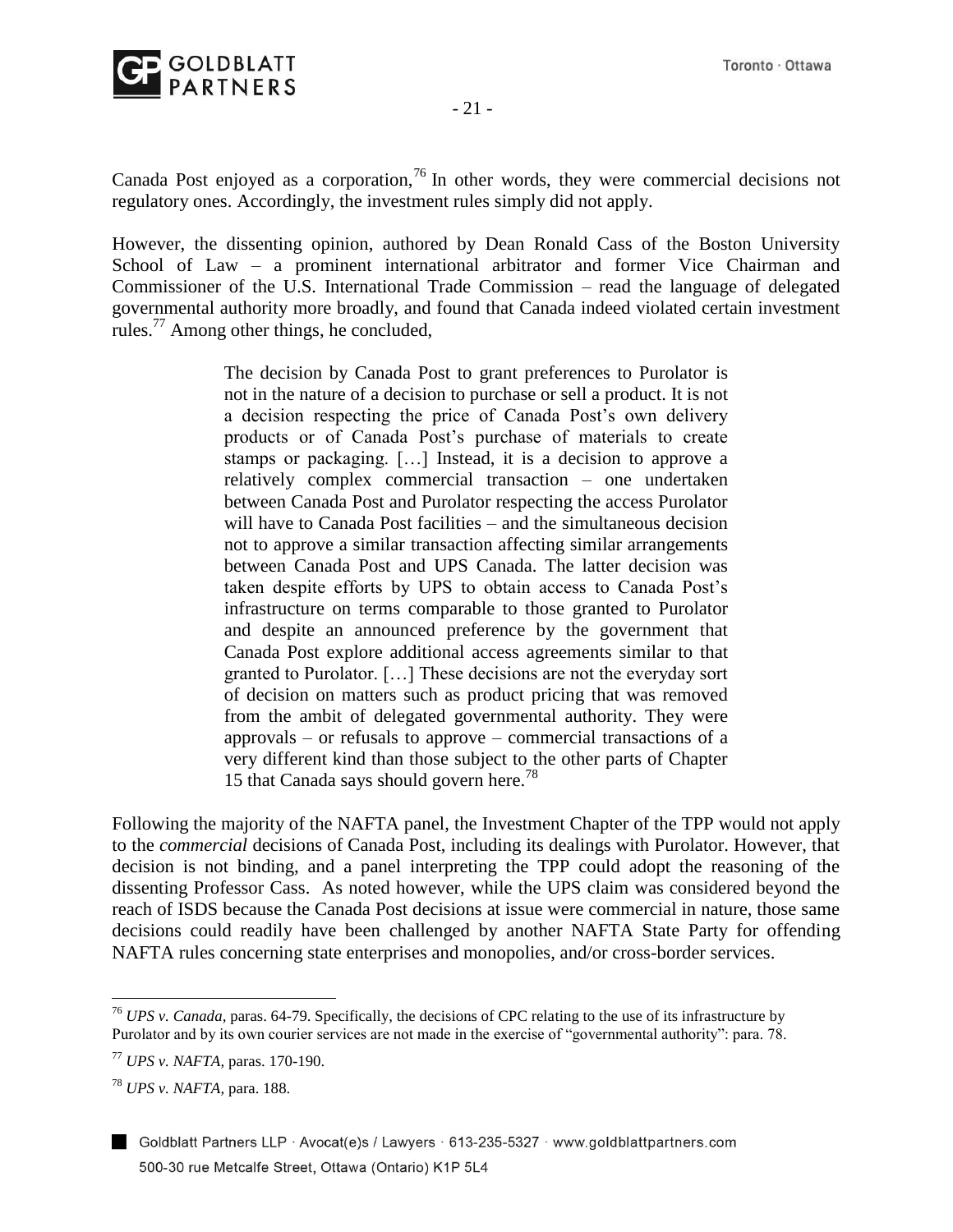Canada Post enjoyed as a corporation,[76] In other words, they were commercial decisions not regulatory ones. Accordingly, the investment rules simply did not apply.

However, the dissenting opinion, authored by Dean Ronald Cass of the Boston University School of Law – a prominent international arbitrator and former Vice Chairman and Commissioner of the U.S. International Trade Commission – read the language of delegated governmental authority more broadly, and found that Canada indeed violated certain investment rules.[77] Among other things, he concluded,

> The decision by Canada Post to grant preferences to Purolator is not in the nature of a decision to purchase or sell a product. It is not a decision respecting the price of Canada Post's own delivery products or of Canada Post's purchase of materials to create stamps or packaging. […] Instead, it is a decision to approve a relatively complex commercial transaction – one undertaken between Canada Post and Purolator respecting the access Purolator will have to Canada Post facilities – and the simultaneous decision not to approve a similar transaction affecting similar arrangements between Canada Post and UPS Canada. The latter decision was taken despite efforts by UPS to obtain access to Canada Post's infrastructure on terms comparable to those granted to Purolator and despite an announced preference by the government that Canada Post explore additional access agreements similar to that granted to Purolator. […] These decisions are not the everyday sort of decision on matters such as product pricing that was removed from the ambit of delegated governmental authority. They were approvals – or refusals to approve – commercial transactions of a very different kind than those subject to the other parts of Chapter 15 that Canada says should govern here.[78]

Following the majority of the NAFTA panel, the Investment Chapter of the TPP would not apply to the *commercial* decisions of Canada Post, including its dealings with Purolator. However, that decision is not binding, and a panel interpreting the TPP could adopt the reasoning of the dissenting Professor Cass. As noted however, while the UPS claim was considered beyond the reach of ISDS because the Canada Post decisions at issue were commercial in nature, those same decisions could readily have been challenged by another NAFTA State Party for offending NAFTA rules concerning state enterprises and monopolies, and/or cross-border services.

---

[76] *UPS v. Canada,* paras. 64-79. Specifically, the decisions of CPC relating to the use of its infrastructure by Purolator and by its own courier services are not made in the exercise of "governmental authority": para. 78.

[77] *UPS v. NAFTA,* paras. 170-190.

[78] *UPS v. NAFTA,* para. 188.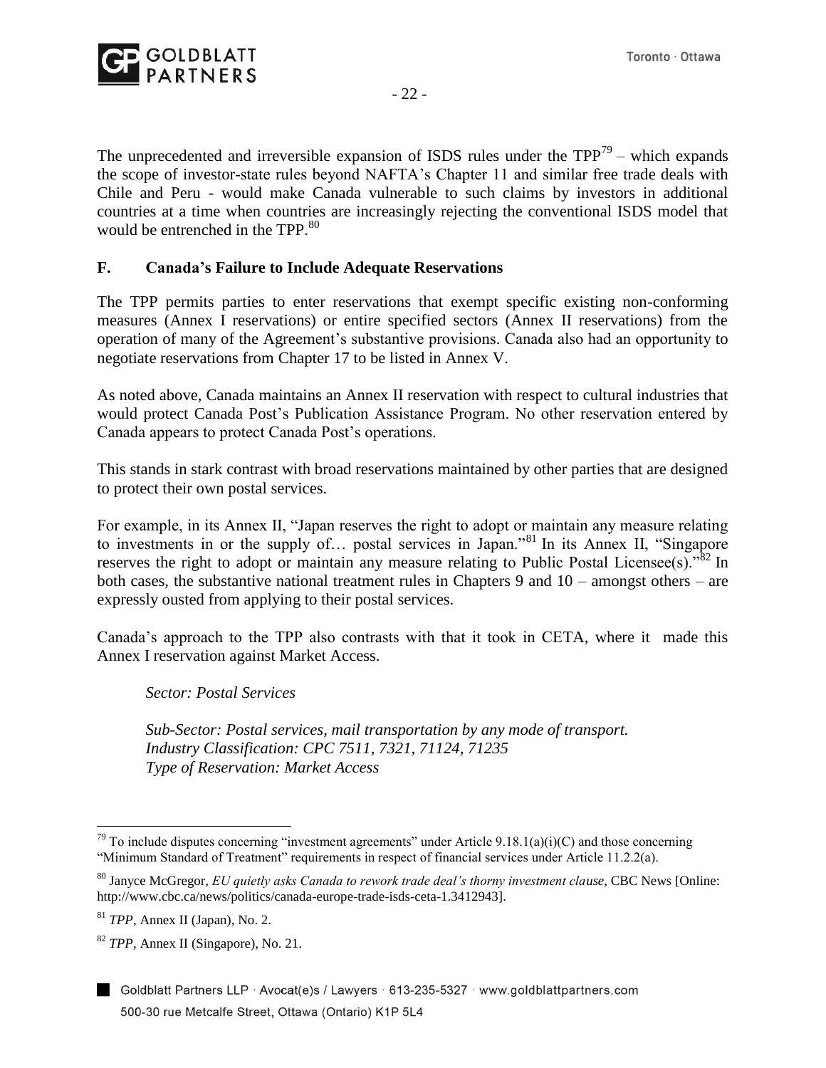The unprecedented and irreversible expansion of ISDS rules under the TPP[79] – which expands the scope of investor-state rules beyond NAFTA's Chapter 11 and similar free trade deals with Chile and Peru - would make Canada vulnerable to such claims by investors in additional countries at a time when countries are increasingly rejecting the conventional ISDS model that would be entrenched in the TPP.[80]

### F. Canada's Failure to Include Adequate Reservations

The TPP permits parties to enter reservations that exempt specific existing non-conforming measures (Annex I reservations) or entire specified sectors (Annex II reservations) from the operation of many of the Agreement's substantive provisions. Canada also had an opportunity to negotiate reservations from Chapter 17 to be listed in Annex V.

As noted above, Canada maintains an Annex II reservation with respect to cultural industries that would protect Canada Post's Publication Assistance Program. No other reservation entered by Canada appears to protect Canada Post's operations.

This stands in stark contrast with broad reservations maintained by other parties that are designed to protect their own postal services.

For example, in its Annex II, "Japan reserves the right to adopt or maintain any measure relating to investments in or the supply of… postal services in Japan."[81] In its Annex II, "Singapore reserves the right to adopt or maintain any measure relating to Public Postal Licensee(s)."[82] In both cases, the substantive national treatment rules in Chapters 9 and 10 – amongst others – are expressly ousted from applying to their postal services.

Canada's approach to the TPP also contrasts with that it took in CETA, where it made this Annex I reservation against Market Access.

> *Sector: Postal Services*
>
> *Sub-Sector: Postal services, mail transportation by any mode of transport.*
> *Industry Classification: CPC 7511, 7321, 71124, 71235*
> *Type of Reservation: Market Access*

---

[79] To include disputes concerning "investment agreements" under Article 9.18.1(a)(i)(C) and those concerning "Minimum Standard of Treatment" requirements in respect of financial services under Article 11.2.2(a).

[80] Janyce McGregor, *EU quietly asks Canada to rework trade deal's thorny investment clause*, CBC News [Online: http://www.cbc.ca/news/politics/canada-europe-trade-isds-ceta-1.3412943].

[81] *TPP*, Annex II (Japan), No. 2.

[82] *TPP*, Annex II (Singapore), No. 21.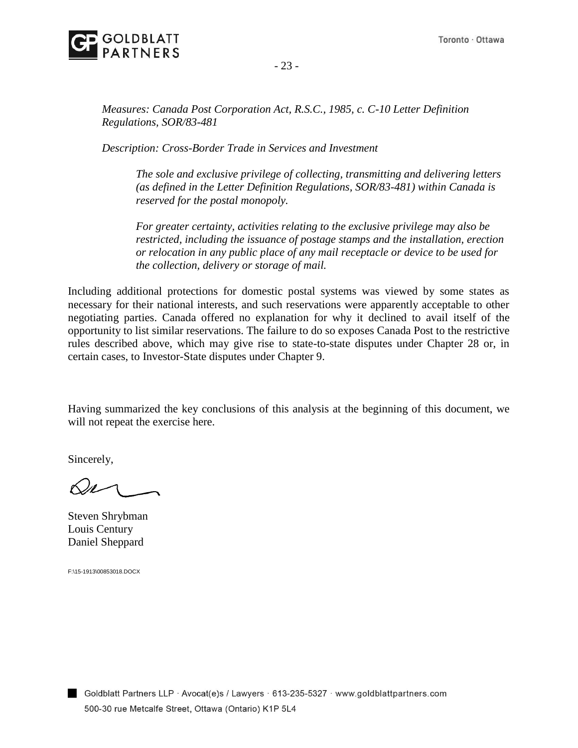*Measures: Canada Post Corporation Act, R.S.C., 1985, c. C-10 Letter Definition Regulations, SOR/83-481*

*Description: Cross-Border Trade in Services and Investment*

> *The sole and exclusive privilege of collecting, transmitting and delivering letters (as defined in the Letter Definition Regulations, SOR/83-481) within Canada is reserved for the postal monopoly.*
>
> *For greater certainty, activities relating to the exclusive privilege may also be restricted, including the issuance of postage stamps and the installation, erection or relocation in any public place of any mail receptacle or device to be used for the collection, delivery or storage of mail.*

Including additional protections for domestic postal systems was viewed by some states as necessary for their national interests, and such reservations were apparently acceptable to other negotiating parties. Canada offered no explanation for why it declined to avail itself of the opportunity to list similar reservations. The failure to do so exposes Canada Post to the restrictive rules described above, which may give rise to state-to-state disputes under Chapter 28 or, in certain cases, to Investor-State disputes under Chapter 9.

Having summarized the key conclusions of this analysis at the beginning of this document, we will not repeat the exercise here.

Sincerely,

Steven Shrybman
Louis Century
Daniel Sheppard

F:\15-1913\00853018.DOCX